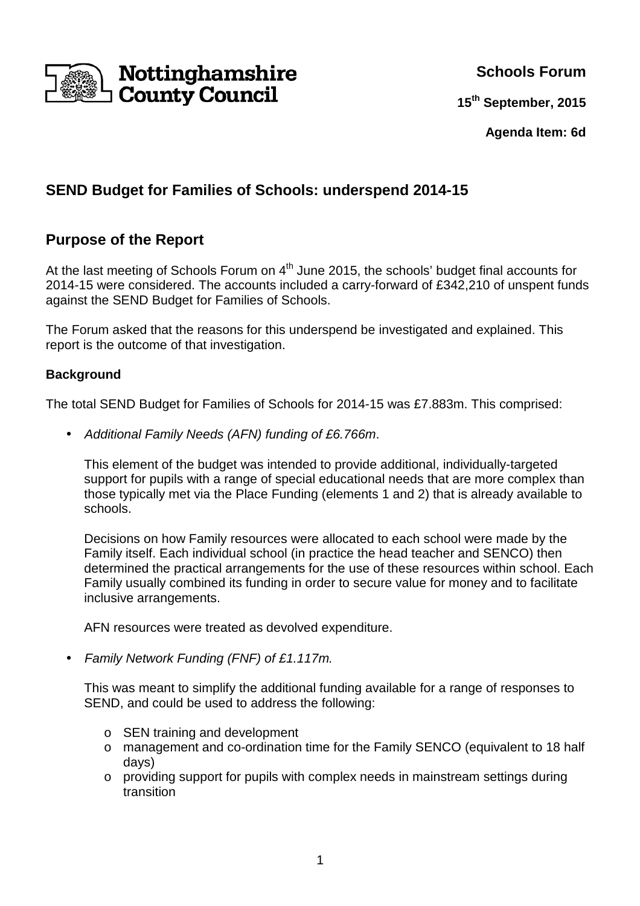Nottinghamshire County Council

**Schools Forum**

**15th September, 2015**

**Agenda Item: 6d**

## SEND Budget for Families of Schools: underspend 2014-15

## Purpose of the Report

At the last meeting of Schools Forum on 4th June 2015, the schools' budget final accounts for 2014-15 were considered. The accounts included a carry-forward of £342,210 of unspent funds against the SEND Budget for Families of Schools.

The Forum asked that the reasons for this underspend be investigated and explained. This report is the outcome of that investigation.

**Background**

The total SEND Budget for Families of Schools for 2014-15 was £7.883m. This comprised:

- *Additional Family Needs (AFN) funding of £6.766m*.

  This element of the budget was intended to provide additional, individually-targeted support for pupils with a range of special educational needs that are more complex than those typically met via the Place Funding (elements 1 and 2) that is already available to schools.

  Decisions on how Family resources were allocated to each school were made by the Family itself. Each individual school (in practice the head teacher and SENCO) then determined the practical arrangements for the use of these resources within school. Each Family usually combined its funding in order to secure value for money and to facilitate inclusive arrangements.

  AFN resources were treated as devolved expenditure.

- *Family Network Funding (FNF) of £1.117m.*

  This was meant to simplify the additional funding available for a range of responses to SEND, and could be used to address the following:

  - SEN training and development
  - management and co-ordination time for the Family SENCO (equivalent to 18 half days)
  - providing support for pupils with complex needs in mainstream settings during transition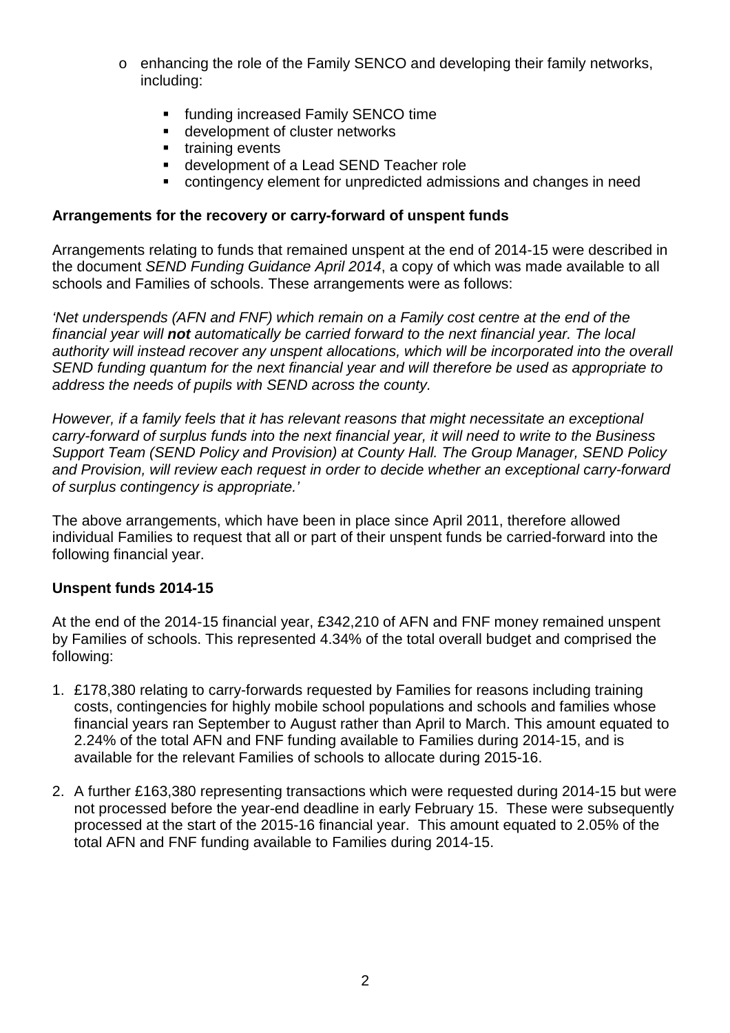- enhancing the role of the Family SENCO and developing their family networks, including:
    - funding increased Family SENCO time
    - development of cluster networks
    - training events
    - development of a Lead SEND Teacher role
    - contingency element for unpredicted admissions and changes in need

**Arrangements for the recovery or carry-forward of unspent funds**

Arrangements relating to funds that remained unspent at the end of 2014-15 were described in the document *SEND Funding Guidance April 2014*, a copy of which was made available to all schools and Families of schools. These arrangements were as follows:

*'Net underspends (AFN and FNF) which remain on a Family cost centre at the end of the financial year will **not** automatically be carried forward to the next financial year. The local authority will instead recover any unspent allocations, which will be incorporated into the overall SEND funding quantum for the next financial year and will therefore be used as appropriate to address the needs of pupils with SEND across the county.*

*However, if a family feels that it has relevant reasons that might necessitate an exceptional carry-forward of surplus funds into the next financial year, it will need to write to the Business Support Team (SEND Policy and Provision) at County Hall. The Group Manager, SEND Policy and Provision, will review each request in order to decide whether an exceptional carry-forward of surplus contingency is appropriate.'*

The above arrangements, which have been in place since April 2011, therefore allowed individual Families to request that all or part of their unspent funds be carried-forward into the following financial year.

**Unspent funds 2014-15**

At the end of the 2014-15 financial year, £342,210 of AFN and FNF money remained unspent by Families of schools. This represented 4.34% of the total overall budget and comprised the following:

1. £178,380 relating to carry-forwards requested by Families for reasons including training costs, contingencies for highly mobile school populations and schools and families whose financial years ran September to August rather than April to March. This amount equated to 2.24% of the total AFN and FNF funding available to Families during 2014-15, and is available for the relevant Families of schools to allocate during 2015-16.

2. A further £163,380 representing transactions which were requested during 2014-15 but were not processed before the year-end deadline in early February 15. These were subsequently processed at the start of the 2015-16 financial year. This amount equated to 2.05% of the total AFN and FNF funding available to Families during 2014-15.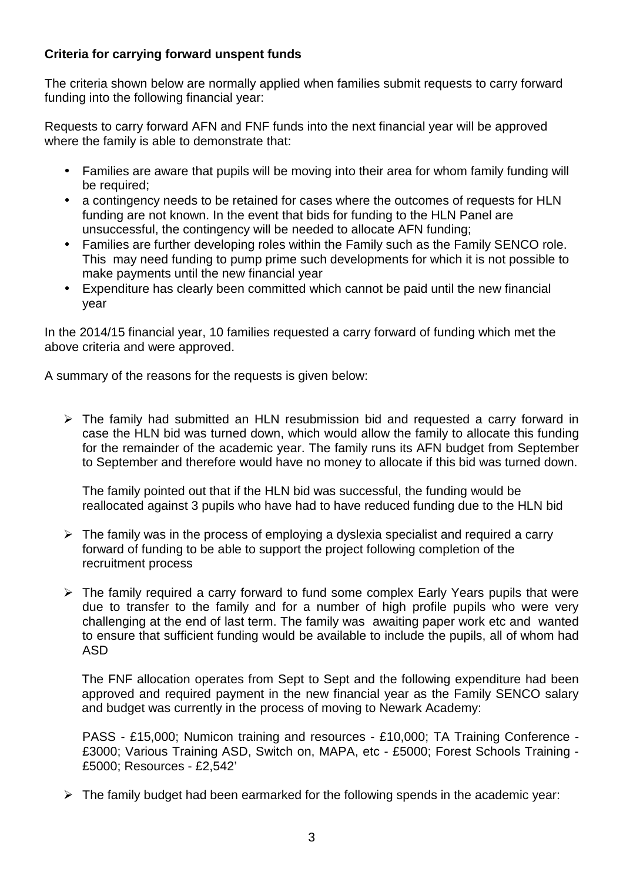**Criteria for carrying forward unspent funds**

The criteria shown below are normally applied when families submit requests to carry forward funding into the following financial year:

Requests to carry forward AFN and FNF funds into the next financial year will be approved where the family is able to demonstrate that:

- Families are aware that pupils will be moving into their area for whom family funding will be required;
- a contingency needs to be retained for cases where the outcomes of requests for HLN funding are not known. In the event that bids for funding to the HLN Panel are unsuccessful, the contingency will be needed to allocate AFN funding;
- Families are further developing roles within the Family such as the Family SENCO role. This may need funding to pump prime such developments for which it is not possible to make payments until the new financial year
- Expenditure has clearly been committed which cannot be paid until the new financial year

In the 2014/15 financial year, 10 families requested a carry forward of funding which met the above criteria and were approved.

A summary of the reasons for the requests is given below:

- The family had submitted an HLN resubmission bid and requested a carry forward in case the HLN bid was turned down, which would allow the family to allocate this funding for the remainder of the academic year. The family runs its AFN budget from September to September and therefore would have no money to allocate if this bid was turned down.

  The family pointed out that if the HLN bid was successful, the funding would be reallocated against 3 pupils who have had to have reduced funding due to the HLN bid

- The family was in the process of employing a dyslexia specialist and required a carry forward of funding to be able to support the project following completion of the recruitment process

- The family required a carry forward to fund some complex Early Years pupils that were due to transfer to the family and for a number of high profile pupils who were very challenging at the end of last term. The family was awaiting paper work etc and wanted to ensure that sufficient funding would be available to include the pupils, all of whom had ASD

  The FNF allocation operates from Sept to Sept and the following expenditure had been approved and required payment in the new financial year as the Family SENCO salary and budget was currently in the process of moving to Newark Academy:

  PASS - £15,000; Numicon training and resources - £10,000; TA Training Conference - £3000; Various Training ASD, Switch on, MAPA, etc - £5000; Forest Schools Training - £5000; Resources - £2,542'

- The family budget had been earmarked for the following spends in the academic year: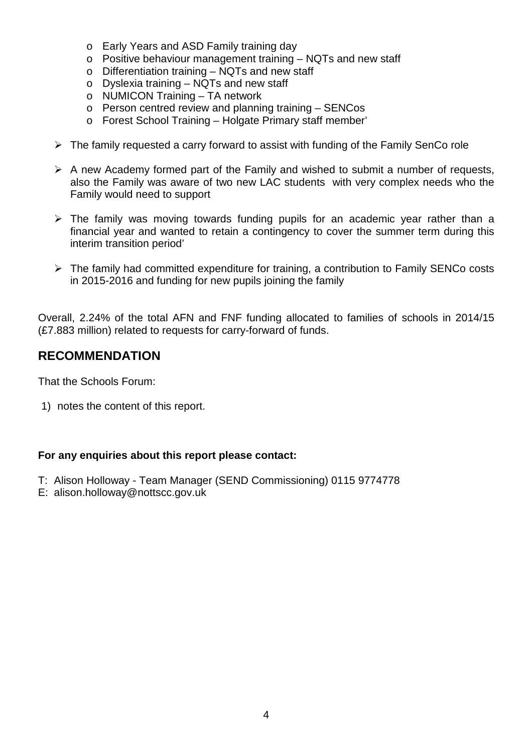- Early Years and ASD Family training day
  - Positive behaviour management training – NQTs and new staff
  - Differentiation training – NQTs and new staff
  - Dyslexia training – NQTs and new staff
  - NUMICON Training – TA network
  - Person centred review and planning training – SENCos
  - Forest School Training – Holgate Primary staff member'

- The family requested a carry forward to assist with funding of the Family SenCo role

- A new Academy formed part of the Family and wished to submit a number of requests, also the Family was aware of two new LAC students with very complex needs who the Family would need to support

- The family was moving towards funding pupils for an academic year rather than a financial year and wanted to retain a contingency to cover the summer term during this interim transition period'

- The family had committed expenditure for training, a contribution to Family SENCo costs in 2015-2016 and funding for new pupils joining the family

Overall, 2.24% of the total AFN and FNF funding allocated to families of schools in 2014/15 (£7.883 million) related to requests for carry-forward of funds.

## RECOMMENDATION

That the Schools Forum:

1) notes the content of this report.

**For any enquiries about this report please contact:**

T: Alison Holloway - Team Manager (SEND Commissioning) 0115 9774778
E: alison.holloway@nottscc.gov.uk